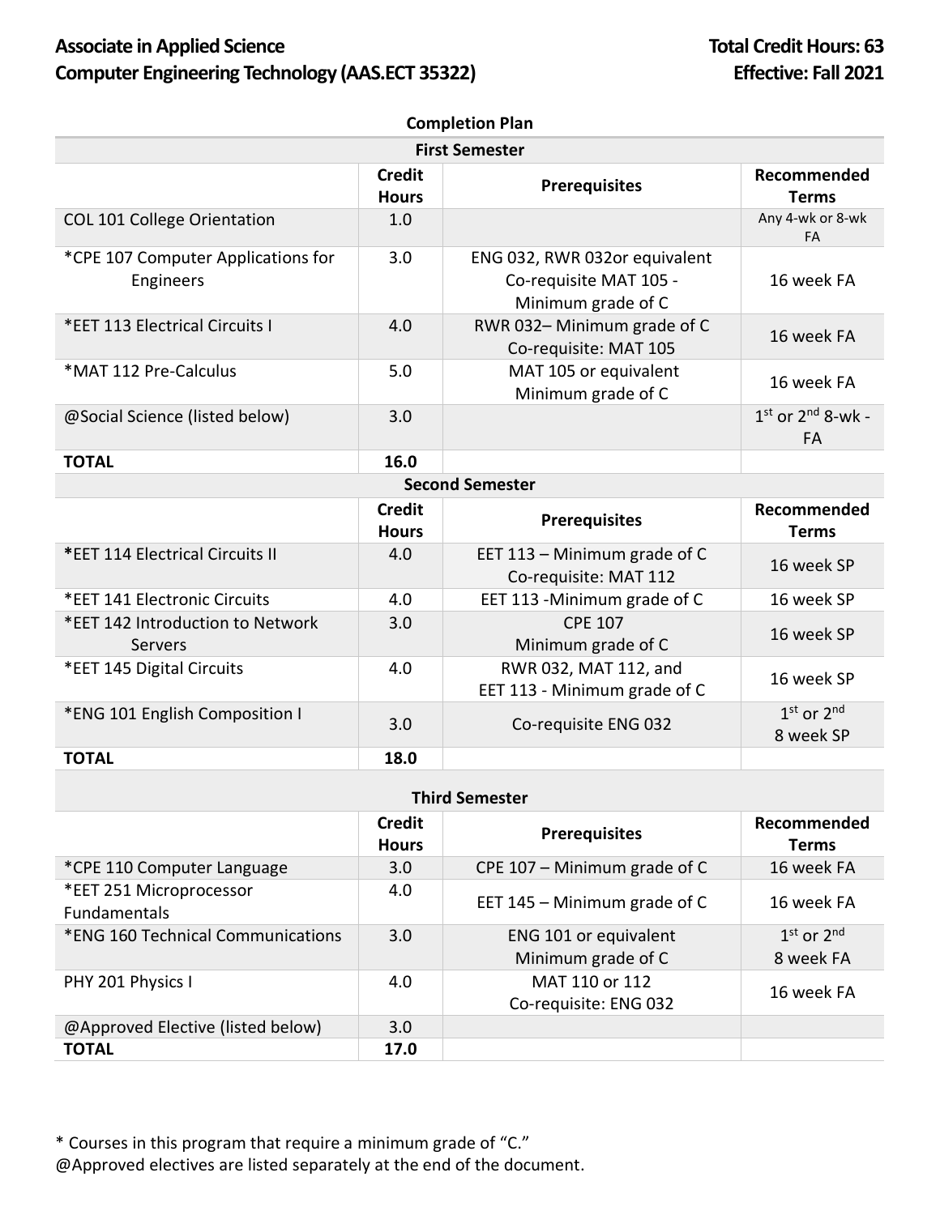**Associate in Applied Science**
**Computer Engineering Technology (AAS.ECT 35322)**

**Total Credit Hours: 63**
**Effective: Fall 2021**

**Completion Plan**

| First Semester | | | |
|---|---|---|---|
| | **Credit Hours** | **Prerequisites** | **Recommended Terms** |
| COL 101 College Orientation | 1.0 | | Any 4-wk or 8-wk FA |
| *CPE 107 Computer Applications for Engineers | 3.0 | ENG 032, RWR 032or equivalent Co-requisite MAT 105 - Minimum grade of C | 16 week FA |
| *EET 113 Electrical Circuits I | 4.0 | RWR 032– Minimum grade of C Co-requisite: MAT 105 | 16 week FA |
| *MAT 112 Pre-Calculus | 5.0 | MAT 105 or equivalent Minimum grade of C | 16 week FA |
| @Social Science (listed below) | 3.0 | | 1st or 2nd 8-wk - FA |
| **TOTAL** | **16.0** | | |

| Second Semester | | | |
|---|---|---|---|
| | **Credit Hours** | **Prerequisites** | **Recommended Terms** |
| ***EET 114 Electrical Circuits II** | 4.0 | EET 113 – Minimum grade of C Co-requisite: MAT 112 | 16 week SP |
| *EET 141 Electronic Circuits | 4.0 | EET 113 -Minimum grade of C | 16 week SP |
| *EET 142 Introduction to Network Servers | 3.0 | CPE 107 Minimum grade of C | 16 week SP |
| *EET 145 Digital Circuits | 4.0 | RWR 032, MAT 112, and EET 113 - Minimum grade of C | 16 week SP |
| *ENG 101 English Composition I | 3.0 | Co-requisite ENG 032 | 1st or 2nd 8 week SP |
| **TOTAL** | **18.0** | | |

| Third Semester | | | |
|---|---|---|---|
| | **Credit Hours** | **Prerequisites** | **Recommended Terms** |
| *CPE 110 Computer Language | 3.0 | CPE 107 – Minimum grade of C | 16 week FA |
| *EET 251 Microprocessor Fundamentals | 4.0 | EET 145 – Minimum grade of C | 16 week FA |
| *ENG 160 Technical Communications | 3.0 | ENG 101 or equivalent Minimum grade of C | 1st or 2nd 8 week FA |
| PHY 201 Physics I | 4.0 | MAT 110 or 112 Co-requisite: ENG 032 | 16 week FA |
| @Approved Elective (listed below) | 3.0 | | |
| **TOTAL** | **17.0** | | |

* Courses in this program that require a minimum grade of "C."
@Approved electives are listed separately at the end of the document.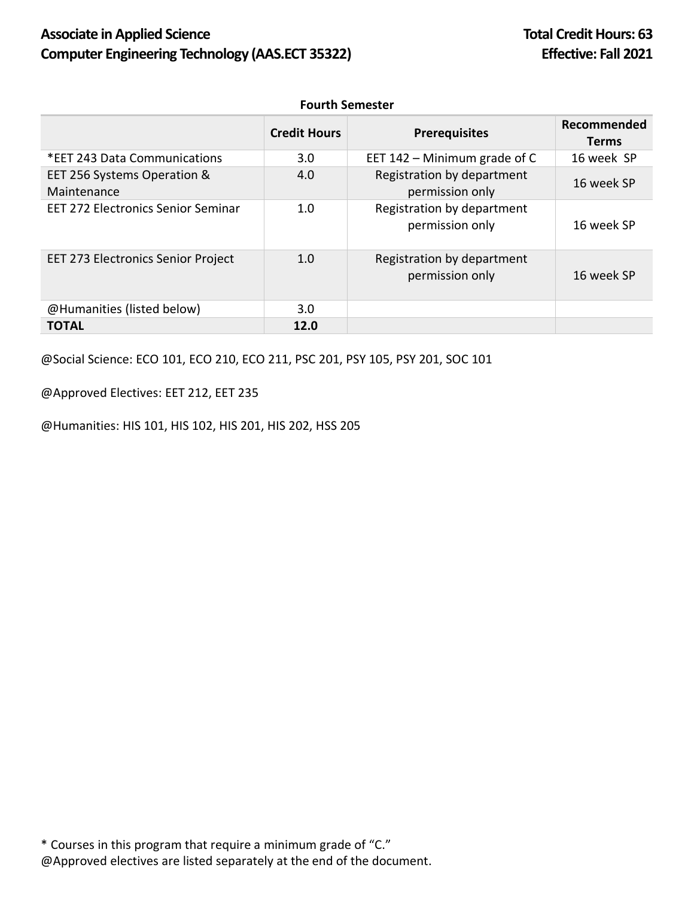**Associate in Applied Science**
**Computer Engineering Technology (AAS.ECT 35322)**

**Total Credit Hours: 63**
**Effective: Fall 2021**

**Fourth Semester**

| | Credit Hours | Prerequisites | Recommended Terms |
|---|---|---|---|
| *EET 243 Data Communications | 3.0 | EET 142 – Minimum grade of C | 16 week SP |
| EET 256 Systems Operation & Maintenance | 4.0 | Registration by department permission only | 16 week SP |
| EET 272 Electronics Senior Seminar | 1.0 | Registration by department permission only | 16 week SP |
| EET 273 Electronics Senior Project | 1.0 | Registration by department permission only | 16 week SP |
| @Humanities (listed below) | 3.0 | | |
| **TOTAL** | **12.0** | | |

@Social Science: ECO 101, ECO 210, ECO 211, PSC 201, PSY 105, PSY 201, SOC 101

@Approved Electives: EET 212, EET 235

@Humanities: HIS 101, HIS 102, HIS 201, HIS 202, HSS 205

* Courses in this program that require a minimum grade of "C."
@Approved electives are listed separately at the end of the document.